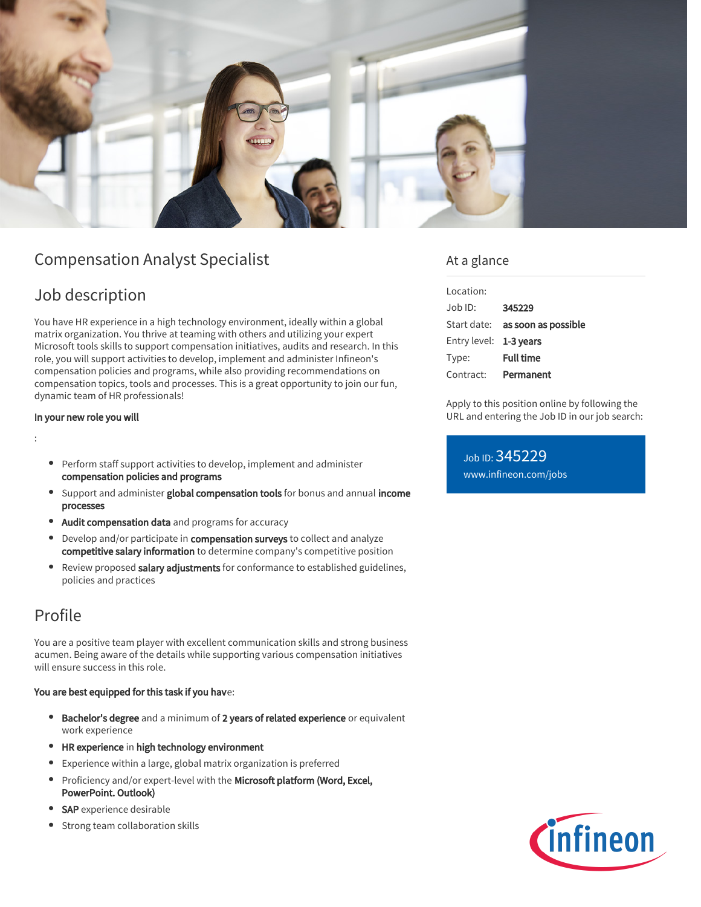# Compensation Analyst Specialist

## Job description

You have HR experience in a high technology environment, ideally within a global matrix organization. You thrive at teaming with others and utilizing your expert Microsoft tools skills to support compensation initiatives, audits and research. In this role, you will support activities to develop, implement and administer Infineon's compensation policies and programs, while also providing recommendations on compensation topics, tools and processes. This is a great opportunity to join our fun, dynamic team of HR professionals!

**In your new role you will**

:

- Perform staff support activities to develop, implement and administer **compensation policies and programs**
- Support and administer **global compensation tools** for bonus and annual **income processes**
- **Audit compensation data** and programs for accuracy
- Develop and/or participate in **compensation surveys** to collect and analyze **competitive salary information** to determine company's competitive position
- Review proposed **salary adjustments** for conformance to established guidelines, policies and practices

## Profile

You are a positive team player with excellent communication skills and strong business acumen. Being aware of the details while supporting various compensation initiatives will ensure success in this role.

**You are best equipped for this task if you hav**e:

- **Bachelor's degree** and a minimum of **2 years of related experience** or equivalent work experience
- **HR experience** in **high technology environment**
- Experience within a large, global matrix organization is preferred
- Proficiency and/or expert-level with the **Microsoft platform (Word, Excel, PowerPoint. Outlook)**
- **SAP** experience desirable
- Strong team collaboration skills

## At a glance

| | |
|---|---|
| Location: | |
| Job ID: | **345229** |
| Start date: | **as soon as possible** |
| Entry level: | **1-3 years** |
| Type: | **Full time** |
| Contract: | **Permanent** |

Apply to this position online by following the URL and entering the Job ID in our job search:

Job ID: 345229
www.infineon.com/jobs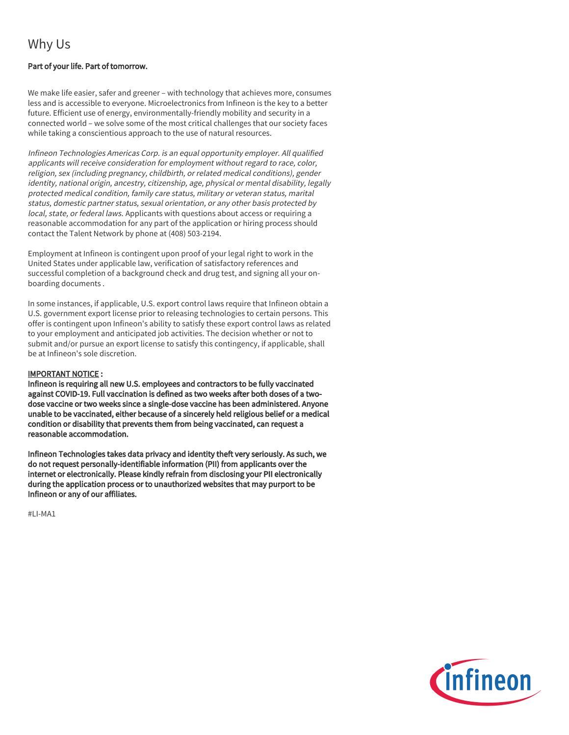# Why Us

**Part of your life. Part of tomorrow.**

We make life easier, safer and greener – with technology that achieves more, consumes less and is accessible to everyone. Microelectronics from Infineon is the key to a better future. Efficient use of energy, environmentally-friendly mobility and security in a connected world – we solve some of the most critical challenges that our society faces while taking a conscientious approach to the use of natural resources.

*Infineon Technologies Americas Corp. is an equal opportunity employer. All qualified applicants will receive consideration for employment without regard to race, color, religion, sex (including pregnancy, childbirth, or related medical conditions), gender identity, national origin, ancestry, citizenship, age, physical or mental disability, legally protected medical condition, family care status, military or veteran status, marital status, domestic partner status, sexual orientation, or any other basis protected by local, state, or federal laws.* Applicants with questions about access or requiring a reasonable accommodation for any part of the application or hiring process should contact the Talent Network by phone at (408) 503-2194.

Employment at Infineon is contingent upon proof of your legal right to work in the United States under applicable law, verification of satisfactory references and successful completion of a background check and drug test, and signing all your on-boarding documents .

In some instances, if applicable, U.S. export control laws require that Infineon obtain a U.S. government export license prior to releasing technologies to certain persons. This offer is contingent upon Infineon's ability to satisfy these export control laws as related to your employment and anticipated job activities. The decision whether or not to submit and/or pursue an export license to satisfy this contingency, if applicable, shall be at Infineon's sole discretion.

**IMPORTANT NOTICE :**
**Infineon is requiring all new U.S. employees and contractors to be fully vaccinated against COVID-19. Full vaccination is defined as two weeks after both doses of a two-dose vaccine or two weeks since a single-dose vaccine has been administered. Anyone unable to be vaccinated, either because of a sincerely held religious belief or a medical condition or disability that prevents them from being vaccinated, can request a reasonable accommodation.**

**Infineon Technologies takes data privacy and identity theft very seriously. As such, we do not request personally-identifiable information (PII) from applicants over the internet or electronically. Please kindly refrain from disclosing your PII electronically during the application process or to unauthorized websites that may purport to be Infineon or any of our affiliates.**

#LI-MA1

infineon